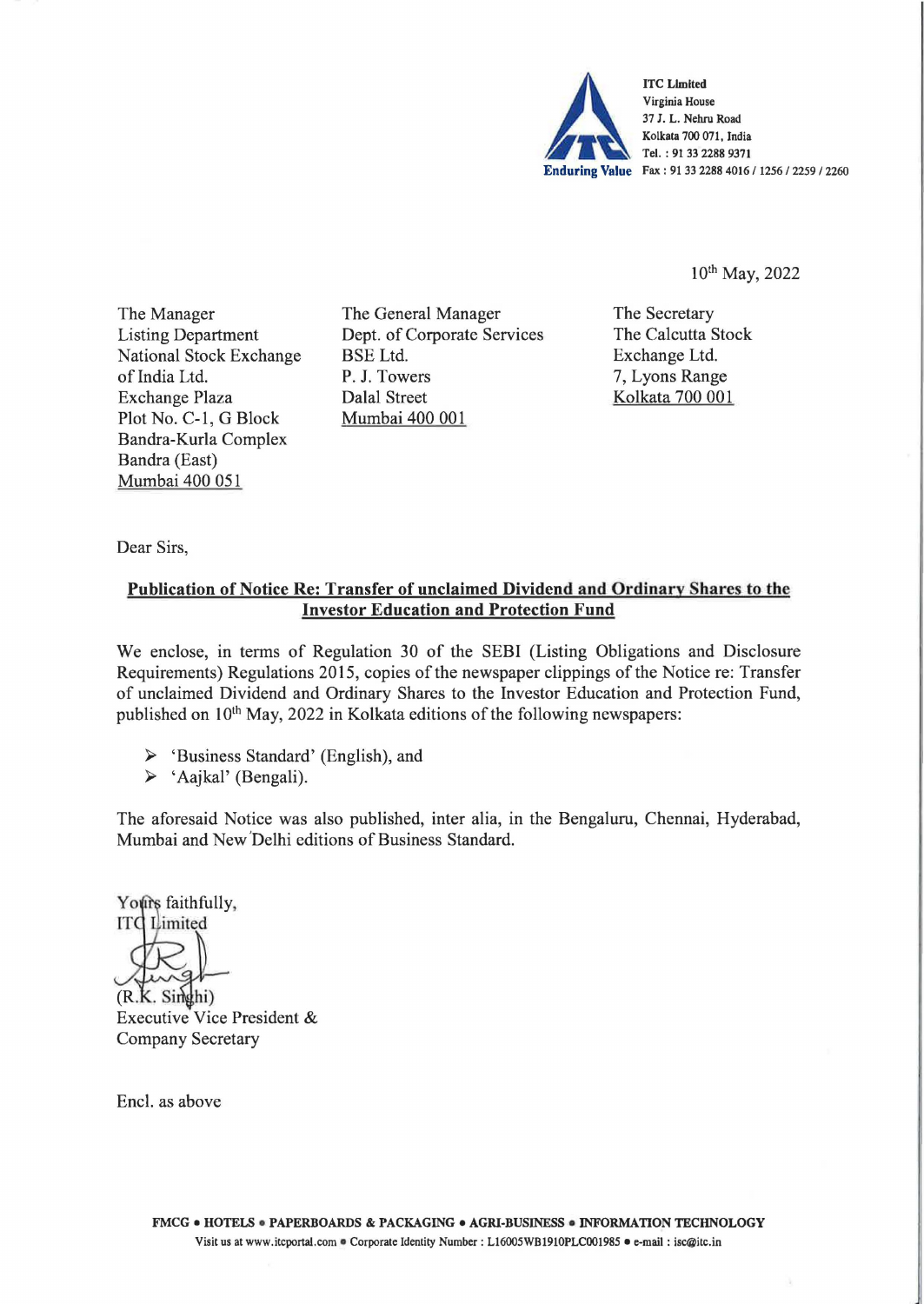ITC Limited
Virginia House
37 J. L. Nehru Road
Kolkata 700 071, India
Tel. : 91 33 2288 9371
Fax : 91 33 2288 4016 / 1256 / 2259 / 2260

Enduring Value

10th May, 2022

The Manager
Listing Department
National Stock Exchange of India Ltd.
Exchange Plaza
Plot No. C-1, G Block
Bandra-Kurla Complex
Bandra (East)
Mumbai 400 051

The General Manager
Dept. of Corporate Services
BSE Ltd.
P. J. Towers
Dalal Street
Mumbai 400 001

The Secretary
The Calcutta Stock Exchange Ltd.
7, Lyons Range
Kolkata 700 001

Dear Sirs,

**Publication of Notice Re: Transfer of unclaimed Dividend and Ordinary Shares to the Investor Education and Protection Fund**

We enclose, in terms of Regulation 30 of the SEBI (Listing Obligations and Disclosure Requirements) Regulations 2015, copies of the newspaper clippings of the Notice re: Transfer of unclaimed Dividend and Ordinary Shares to the Investor Education and Protection Fund, published on 10th May, 2022 in Kolkata editions of the following newspapers:

- 'Business Standard' (English), and
- 'Aajkal' (Bengali).

The aforesaid Notice was also published, inter alia, in the Bengaluru, Chennai, Hyderabad, Mumbai and New Delhi editions of Business Standard.

Yours faithfully,
ITC Limited

(R.K. Singhi)
Executive Vice President &
Company Secretary

Encl. as above

FMCG • HOTELS • PAPERBOARDS & PACKAGING • AGRI-BUSINESS • INFORMATION TECHNOLOGY
Visit us at www.itcportal.com • Corporate Identity Number : L16005WB1910PLC001985 • e-mail : isc@itc.in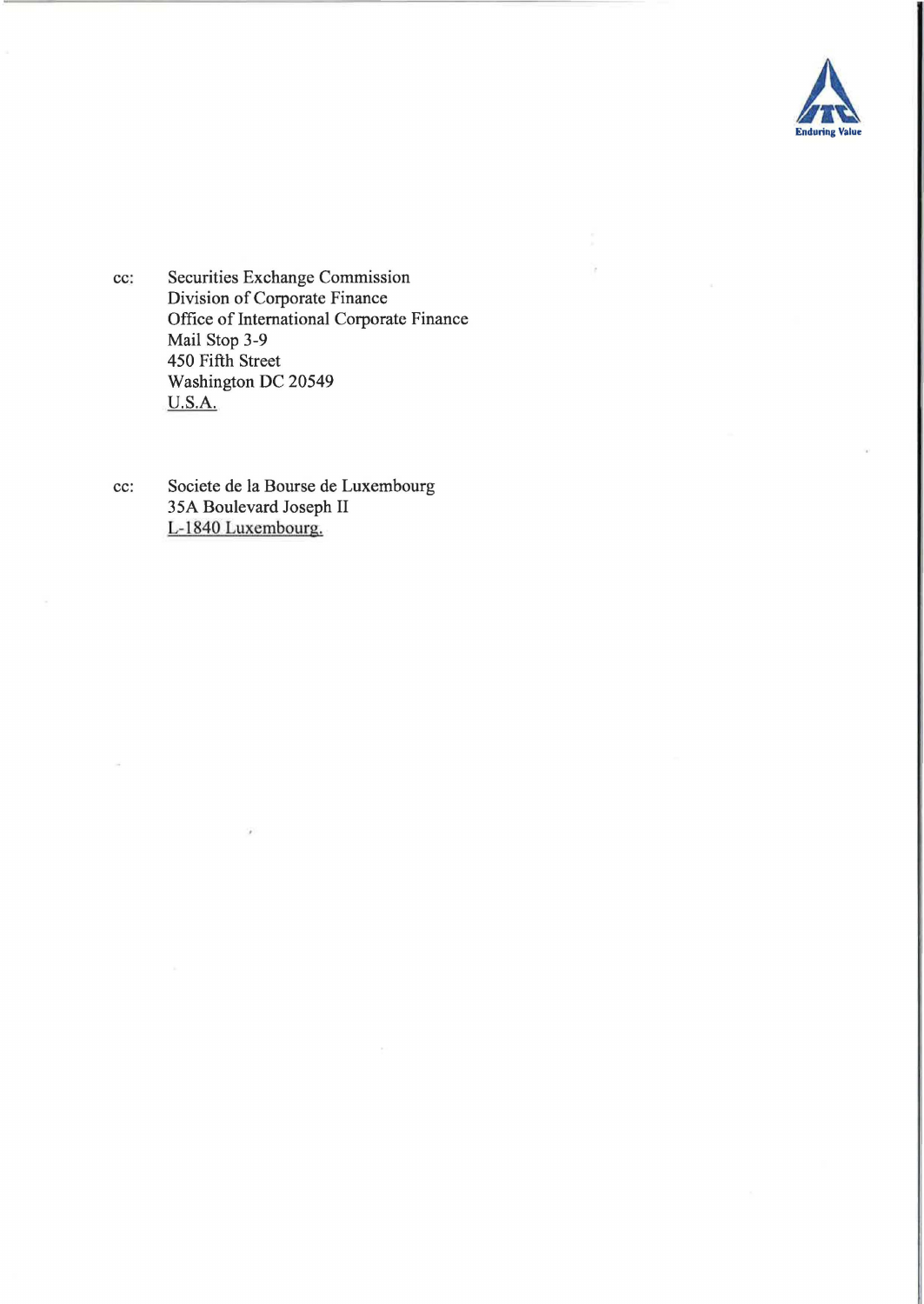cc: Securities Exchange Commission
Division of Corporate Finance
Office of International Corporate Finance
Mail Stop 3-9
450 Fifth Street
Washington DC 20549
U.S.A.

cc: Societe de la Bourse de Luxembourg
35A Boulevard Joseph II
L-1840 Luxembourg.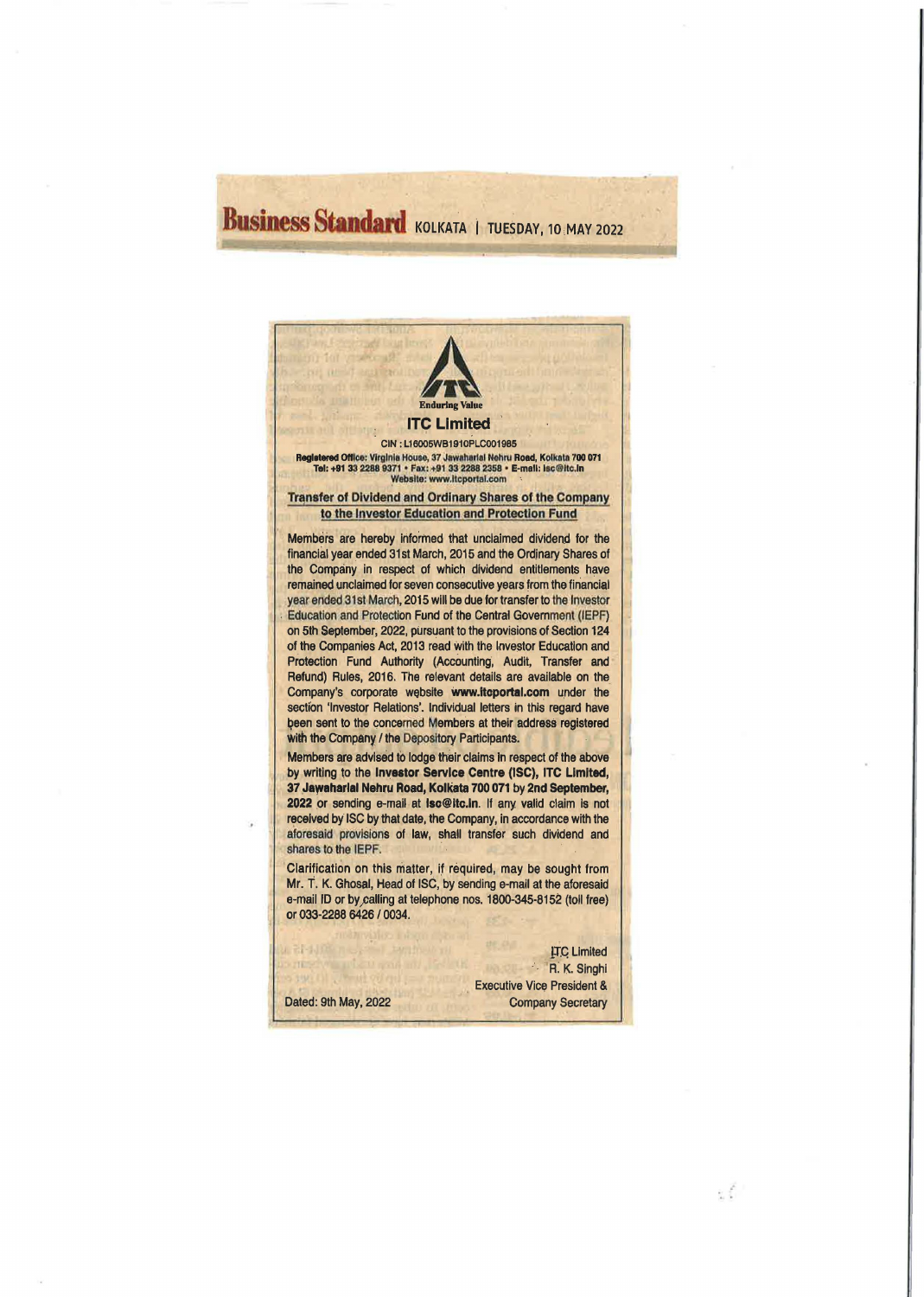**Business Standard** KOLKATA | TUESDAY, 10 MAY 2022

Enduring Value

## ITC Limited

CIN : L16005WB1910PLC001985

**Registered Office: Virginia House, 37 Jawaharlal Nehru Road, Kolkata 700 071**
**Tel: +91 33 2288 9371 • Fax: +91 33 2288 2358 • E-mail: isc@itc.in**
**Website: www.itcportal.com**

### Transfer of Dividend and Ordinary Shares of the Company to the Investor Education and Protection Fund

Members are hereby informed that unclaimed dividend for the financial year ended 31st March, 2015 and the Ordinary Shares of the Company in respect of which dividend entitlements have remained unclaimed for seven consecutive years from the financial year ended 31st March, 2015 will be due for transfer to the Investor Education and Protection Fund of the Central Government (IEPF) on 5th September, 2022, pursuant to the provisions of Section 124 of the Companies Act, 2013 read with the Investor Education and Protection Fund Authority (Accounting, Audit, Transfer and Refund) Rules, 2016. The relevant details are available on the Company's corporate website **www.itcportal.com** under the section 'Investor Relations'. Individual letters in this regard have been sent to the concerned Members at their address registered with the Company / the Depository Participants.

Members are advised to lodge their claims in respect of the above by writing to the **Investor Service Centre (ISC), ITC Limited, 37 Jawaharlal Nehru Road, Kolkata 700 071** by **2nd September, 2022** or sending e-mail at **isc@itc.in**. If any valid claim is not received by ISC by that date, the Company, in accordance with the aforesaid provisions of law, shall transfer such dividend and shares to the IEPF.

Clarification on this matter, if required, may be sought from Mr. T. K. Ghosal, Head of ISC, by sending e-mail at the aforesaid e-mail ID or by calling at telephone nos. 1800-345-8152 (toll free) or 033-2288 6426 / 0034.

ITC Limited
R. K. Singhi
Executive Vice President &
Company Secretary

Dated: 9th May, 2022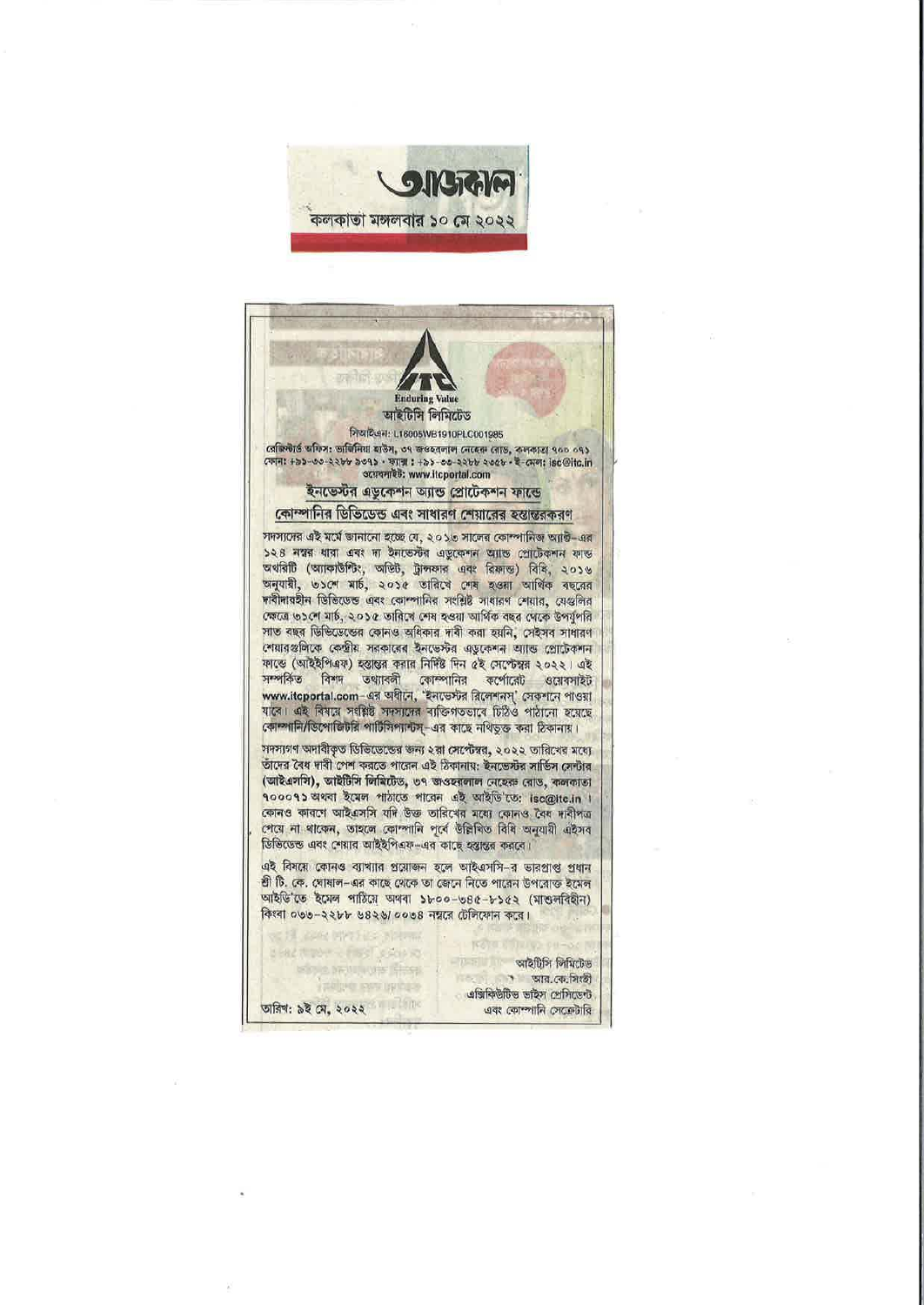আজকাল

কলকাতা মঙ্গলবার ১০ মে ২০২২

Enduring Value

## আইটিসি লিমিটেড

সিআইএন: L16005WB1910PLC001985

রেজিস্টার্ড অফিস: ভার্জিনিয়া হাউস, ৩৭ জওহরলাল নেহেরু রোড, কলকাতা ৭০০ ০৭১

ফোন: +৯১-৩৩-২২৮৮ ৯৩৭১ • ফ্যাক্স: +৯১-৩৩-২২৮৮ ২৩৫৮ • ই-মেল: isc@itc.in

ওয়েবসাইট: www.itcportal.com

### ইনভেস্টর এডুকেশন অ্যান্ড প্রোটেকশন ফান্ডে কোম্পানির ডিভিডেন্ড এবং সাধারণ শেয়ারের হস্তান্তরকরণ

সদস্যদের এই মর্মে জানানো হচ্ছে যে, ২০১৩ সালের কোম্পানিজ অ্যাক্ট–এর ১২৪ নম্বর ধারা এবং দ্য ইনভেস্টর এডুকেশন অ্যান্ড প্রোটেকশন ফান্ড অথরিটি (অ্যাকাউন্টিং, অডিট, ট্রান্সফার এবং রিফান্ড) বিধি, ২০১৬ অনুযায়ী, ৩১শে মার্চ, ২০১৫ তারিখে শেষ হওয়া আর্থিক বছরের দাবীদারহীন ডিভিডেন্ড এবং কোম্পানির সংশ্লিষ্ট সাধারণ শেয়ার, যেগুলির ক্ষেত্রে ৩১শে মার্চ, ২০১৫ তারিখে শেষ হওয়া আর্থিক বছর থেকে উপর্যুপরি সাত বছর ডিভিডেন্ডের কোনও অধিকার দাবী করা হয়নি, সেইসব সাধারণ শেয়ারগুলিকে কেন্দ্রীয় সরকারের ইনভেস্টর এডুকেশন অ্যান্ড প্রোটেকশন ফান্ডে (আইইপিএফ) হস্তান্তর করার নির্দিষ্ট দিন ৫ই সেপ্টেম্বর ২০২২। এই সম্পর্কিত বিশদ তথ্যাবলী কোম্পানির কর্পোরেট ওয়েবসাইট www.itcportal.com–এর অধীনে, 'ইনভেস্টর রিলেশনস্' সেকশনে পাওয়া যাবে। এই বিষয়ে সংশ্লিষ্ট সদস্যদের ব্যক্তিগতভাবে চিঠিও পাঠানো হয়েছে কোম্পানি/ডিপোজিটরি পার্টিসিপ্যান্টস্–এর কাছে নথিভুক্ত করা ঠিকানায়।

সদস্যগণ অদাবীকৃত ডিভিডেন্ডের জন্য ২রা সেপ্টেম্বর, ২০২২ তারিখের মধ্যে তাঁদের বৈধ দাবী পেশ করতে পারেন এই ঠিকানায়: **ইনভেস্টর সার্ভিস সেন্টার (আইএসসি), আইটিসি লিমিটেড,** ৩৭ জওহরলাল নেহেরু রোড, কলকাতা ৭০০০৭১ অথবা ইমেল পাঠাতে পারেন এই আইডি'তে: **isc@itc.in**। কোনও কারণে আইএসসি যদি উক্ত তারিখের মধ্যে কোনও বৈধ দাবীপত্র পেয়ে না থাকেন, তাহলে কোম্পানি পূর্বে উল্লিখিত বিধি অনুযায়ী এইসব ডিভিডেন্ড এবং শেয়ার আইইপিএফ–এর কাছে হস্তান্তর করবে।

এই বিষয়ে কোনও ব্যাখ্যার প্রয়োজন হলে আইএসসি–র ভারপ্রাপ্ত প্রধান শ্রী টি. কে. ঘোষাল–এর কাছে থেকে তা জেনে নিতে পারেন উপরোক্ত ইমেল আইডি'তে ইমেল পাঠিয়ে অথবা ১৮০০–৩৪৫–৮১৫২ (মাশুলবিহীন) কিংবা ০৩৩–২২৮৮ ৬৪২৬/০০৩৪ নম্বরে টেলিফোন করে।

আইটিসি লিমিটেড

আর.কে.সিংহী

এক্সিকিউটিভ ভাইস প্রেসিডেন্ট এবং কোম্পানি সেক্রেটারি

তারিখ: ৯ই মে, ২০২২